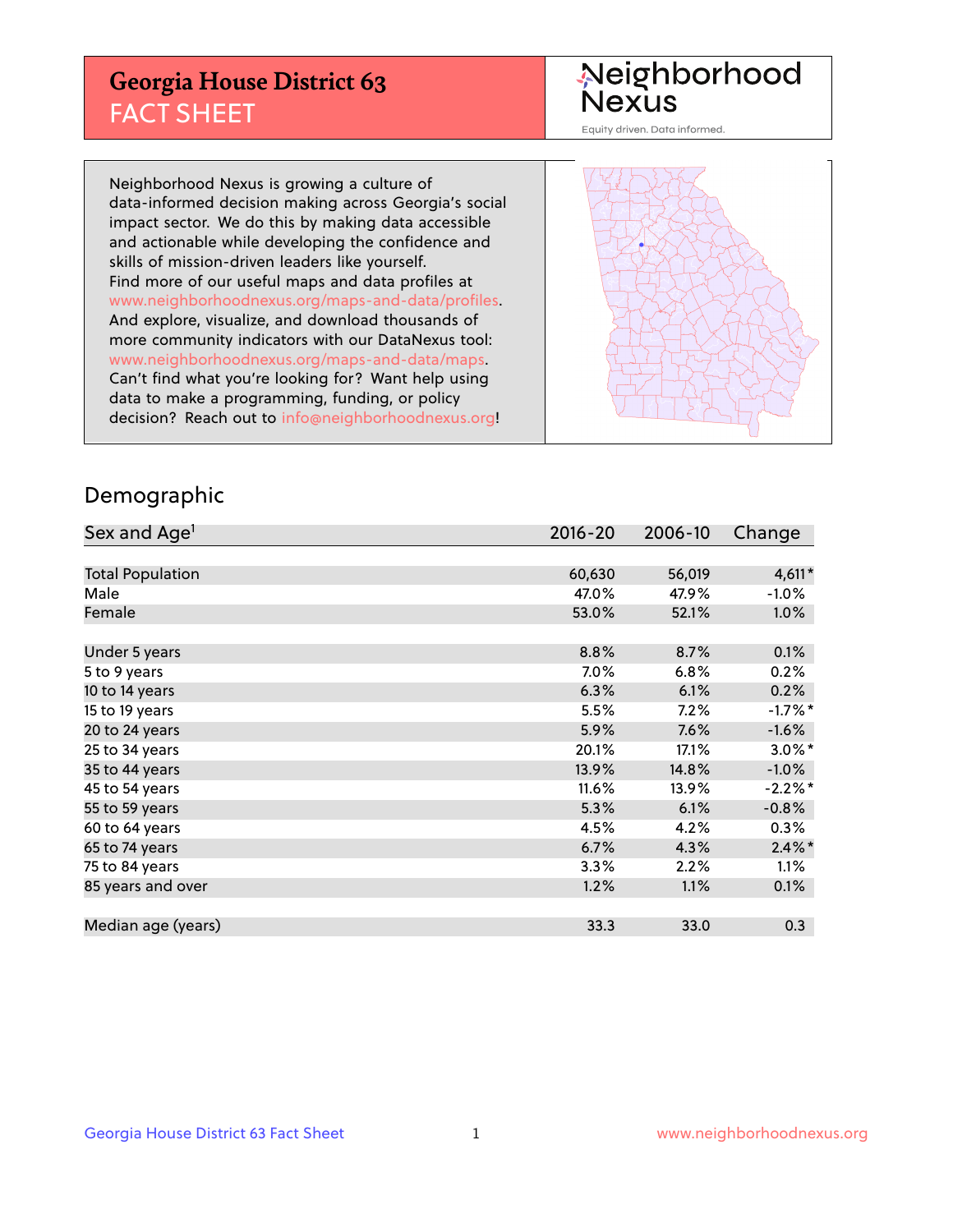# Georgia House District 63

## FACT SHEET

Neighborhood Nexus

Equity driven. Data informed.

Neighborhood Nexus is growing a culture of data-informed decision making across Georgia's social impact sector. We do this by making data accessible and actionable while developing the confidence and skills of mission-driven leaders like yourself. Find more of our useful maps and data profiles at www.neighborhoodnexus.org/maps-and-data/profiles. And explore, visualize, and download thousands of more community indicators with our DataNexus tool: www.neighborhoodnexus.org/maps-and-data/maps. Can't find what you're looking for? Want help using data to make a programming, funding, or policy decision? Reach out to info@neighborhoodnexus.org!

## Demographic

| Sex and Age[1] | 2016-20 | 2006-10 | Change |
|---|---|---|---|
| Total Population | 60,630 | 56,019 | 4,611* |
| Male | 47.0% | 47.9% | -1.0% |
| Female | 53.0% | 52.1% | 1.0% |
| | | | |
| Under 5 years | 8.8% | 8.7% | 0.1% |
| 5 to 9 years | 7.0% | 6.8% | 0.2% |
| 10 to 14 years | 6.3% | 6.1% | 0.2% |
| 15 to 19 years | 5.5% | 7.2% | -1.7%* |
| 20 to 24 years | 5.9% | 7.6% | -1.6% |
| 25 to 34 years | 20.1% | 17.1% | 3.0%* |
| 35 to 44 years | 13.9% | 14.8% | -1.0% |
| 45 to 54 years | 11.6% | 13.9% | -2.2%* |
| 55 to 59 years | 5.3% | 6.1% | -0.8% |
| 60 to 64 years | 4.5% | 4.2% | 0.3% |
| 65 to 74 years | 6.7% | 4.3% | 2.4%* |
| 75 to 84 years | 3.3% | 2.2% | 1.1% |
| 85 years and over | 1.2% | 1.1% | 0.1% |
| | | | |
| Median age (years) | 33.3 | 33.0 | 0.3 |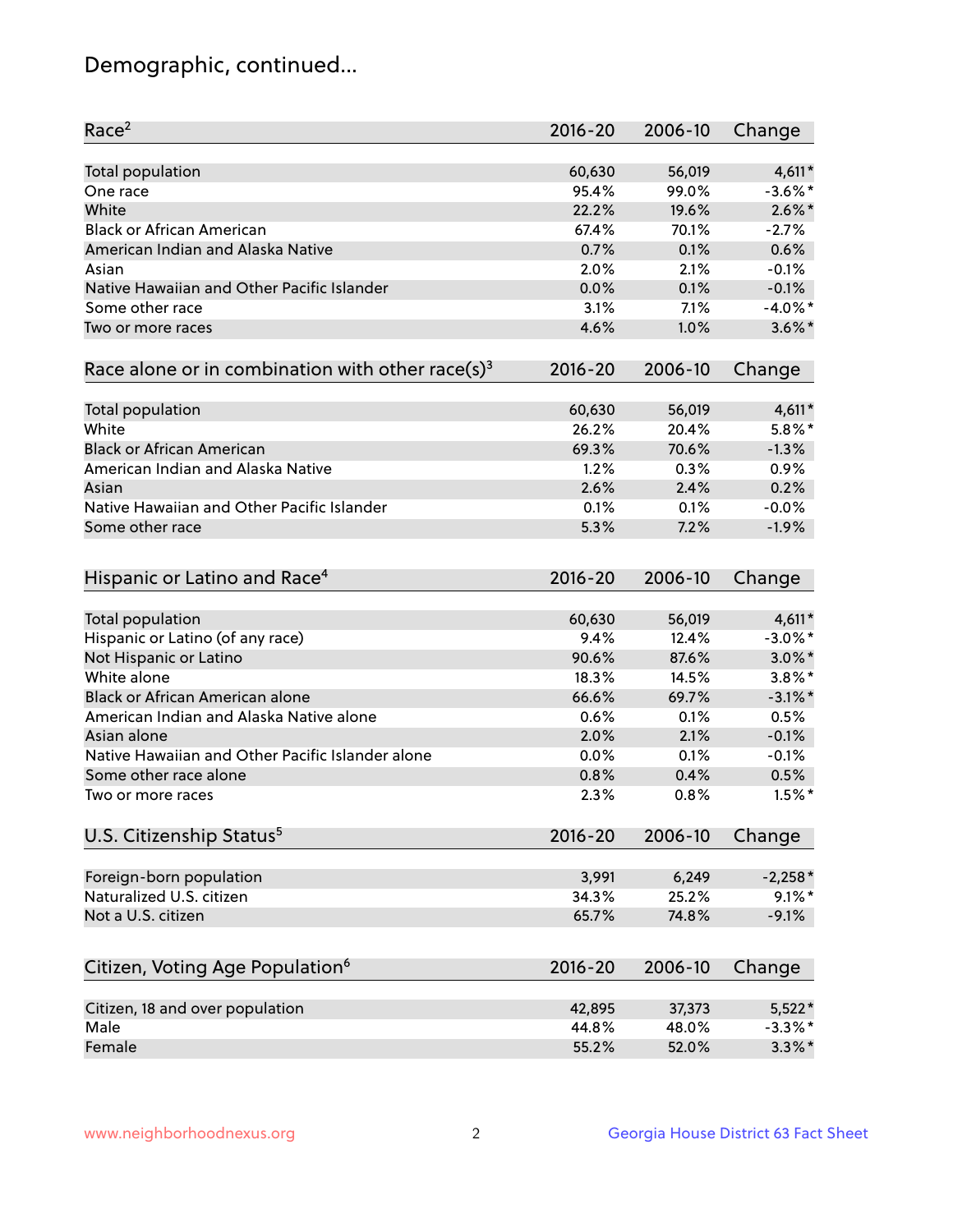# Demographic, continued...

| Race[2] | 2016-20 | 2006-10 | Change |
|---|---|---|---|
| Total population | 60,630 | 56,019 | 4,611* |
| One race | 95.4% | 99.0% | -3.6%* |
| White | 22.2% | 19.6% | 2.6%* |
| Black or African American | 67.4% | 70.1% | -2.7% |
| American Indian and Alaska Native | 0.7% | 0.1% | 0.6% |
| Asian | 2.0% | 2.1% | -0.1% |
| Native Hawaiian and Other Pacific Islander | 0.0% | 0.1% | -0.1% |
| Some other race | 3.1% | 7.1% | -4.0%* |
| Two or more races | 4.6% | 1.0% | 3.6%* |

| Race alone or in combination with other race(s)[3] | 2016-20 | 2006-10 | Change |
|---|---|---|---|
| Total population | 60,630 | 56,019 | 4,611* |
| White | 26.2% | 20.4% | 5.8%* |
| Black or African American | 69.3% | 70.6% | -1.3% |
| American Indian and Alaska Native | 1.2% | 0.3% | 0.9% |
| Asian | 2.6% | 2.4% | 0.2% |
| Native Hawaiian and Other Pacific Islander | 0.1% | 0.1% | -0.0% |
| Some other race | 5.3% | 7.2% | -1.9% |

| Hispanic or Latino and Race[4] | 2016-20 | 2006-10 | Change |
|---|---|---|---|
| Total population | 60,630 | 56,019 | 4,611* |
| Hispanic or Latino (of any race) | 9.4% | 12.4% | -3.0%* |
| Not Hispanic or Latino | 90.6% | 87.6% | 3.0%* |
| White alone | 18.3% | 14.5% | 3.8%* |
| Black or African American alone | 66.6% | 69.7% | -3.1%* |
| American Indian and Alaska Native alone | 0.6% | 0.1% | 0.5% |
| Asian alone | 2.0% | 2.1% | -0.1% |
| Native Hawaiian and Other Pacific Islander alone | 0.0% | 0.1% | -0.1% |
| Some other race alone | 0.8% | 0.4% | 0.5% |
| Two or more races | 2.3% | 0.8% | 1.5%* |

| U.S. Citizenship Status[5] | 2016-20 | 2006-10 | Change |
|---|---|---|---|
| Foreign-born population | 3,991 | 6,249 | -2,258* |
| Naturalized U.S. citizen | 34.3% | 25.2% | 9.1%* |
| Not a U.S. citizen | 65.7% | 74.8% | -9.1% |

| Citizen, Voting Age Population[6] | 2016-20 | 2006-10 | Change |
|---|---|---|---|
| Citizen, 18 and over population | 42,895 | 37,373 | 5,522* |
| Male | 44.8% | 48.0% | -3.3%* |
| Female | 55.2% | 52.0% | 3.3%* |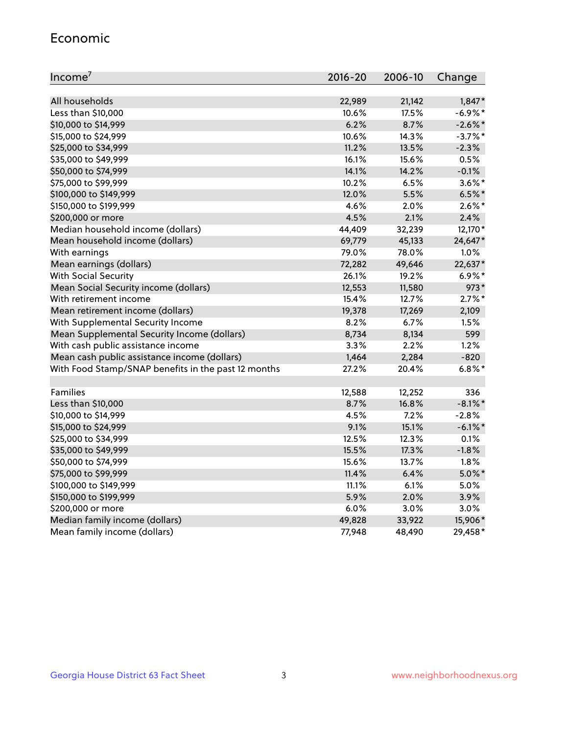## Economic

| Income[7] | 2016-20 | 2006-10 | Change |
|---|---|---|---|
| All households | 22,989 | 21,142 | 1,847* |
| Less than $10,000 | 10.6% | 17.5% | -6.9%* |
| $10,000 to $14,999 | 6.2% | 8.7% | -2.6%* |
| $15,000 to $24,999 | 10.6% | 14.3% | -3.7%* |
| $25,000 to $34,999 | 11.2% | 13.5% | -2.3% |
| $35,000 to $49,999 | 16.1% | 15.6% | 0.5% |
| $50,000 to $74,999 | 14.1% | 14.2% | -0.1% |
| $75,000 to $99,999 | 10.2% | 6.5% | 3.6%* |
| $100,000 to $149,999 | 12.0% | 5.5% | 6.5%* |
| $150,000 to $199,999 | 4.6% | 2.0% | 2.6%* |
| $200,000 or more | 4.5% | 2.1% | 2.4% |
| Median household income (dollars) | 44,409 | 32,239 | 12,170* |
| Mean household income (dollars) | 69,779 | 45,133 | 24,647* |
| With earnings | 79.0% | 78.0% | 1.0% |
| Mean earnings (dollars) | 72,282 | 49,646 | 22,637* |
| With Social Security | 26.1% | 19.2% | 6.9%* |
| Mean Social Security income (dollars) | 12,553 | 11,580 | 973* |
| With retirement income | 15.4% | 12.7% | 2.7%* |
| Mean retirement income (dollars) | 19,378 | 17,269 | 2,109 |
| With Supplemental Security Income | 8.2% | 6.7% | 1.5% |
| Mean Supplemental Security Income (dollars) | 8,734 | 8,134 | 599 |
| With cash public assistance income | 3.3% | 2.2% | 1.2% |
| Mean cash public assistance income (dollars) | 1,464 | 2,284 | -820 |
| With Food Stamp/SNAP benefits in the past 12 months | 27.2% | 20.4% | 6.8%* |
| | | | |
| Families | 12,588 | 12,252 | 336 |
| Less than $10,000 | 8.7% | 16.8% | -8.1%* |
| $10,000 to $14,999 | 4.5% | 7.2% | -2.8% |
| $15,000 to $24,999 | 9.1% | 15.1% | -6.1%* |
| $25,000 to $34,999 | 12.5% | 12.3% | 0.1% |
| $35,000 to $49,999 | 15.5% | 17.3% | -1.8% |
| $50,000 to $74,999 | 15.6% | 13.7% | 1.8% |
| $75,000 to $99,999 | 11.4% | 6.4% | 5.0%* |
| $100,000 to $149,999 | 11.1% | 6.1% | 5.0% |
| $150,000 to $199,999 | 5.9% | 2.0% | 3.9% |
| $200,000 or more | 6.0% | 3.0% | 3.0% |
| Median family income (dollars) | 49,828 | 33,922 | 15,906* |
| Mean family income (dollars) | 77,948 | 48,490 | 29,458* |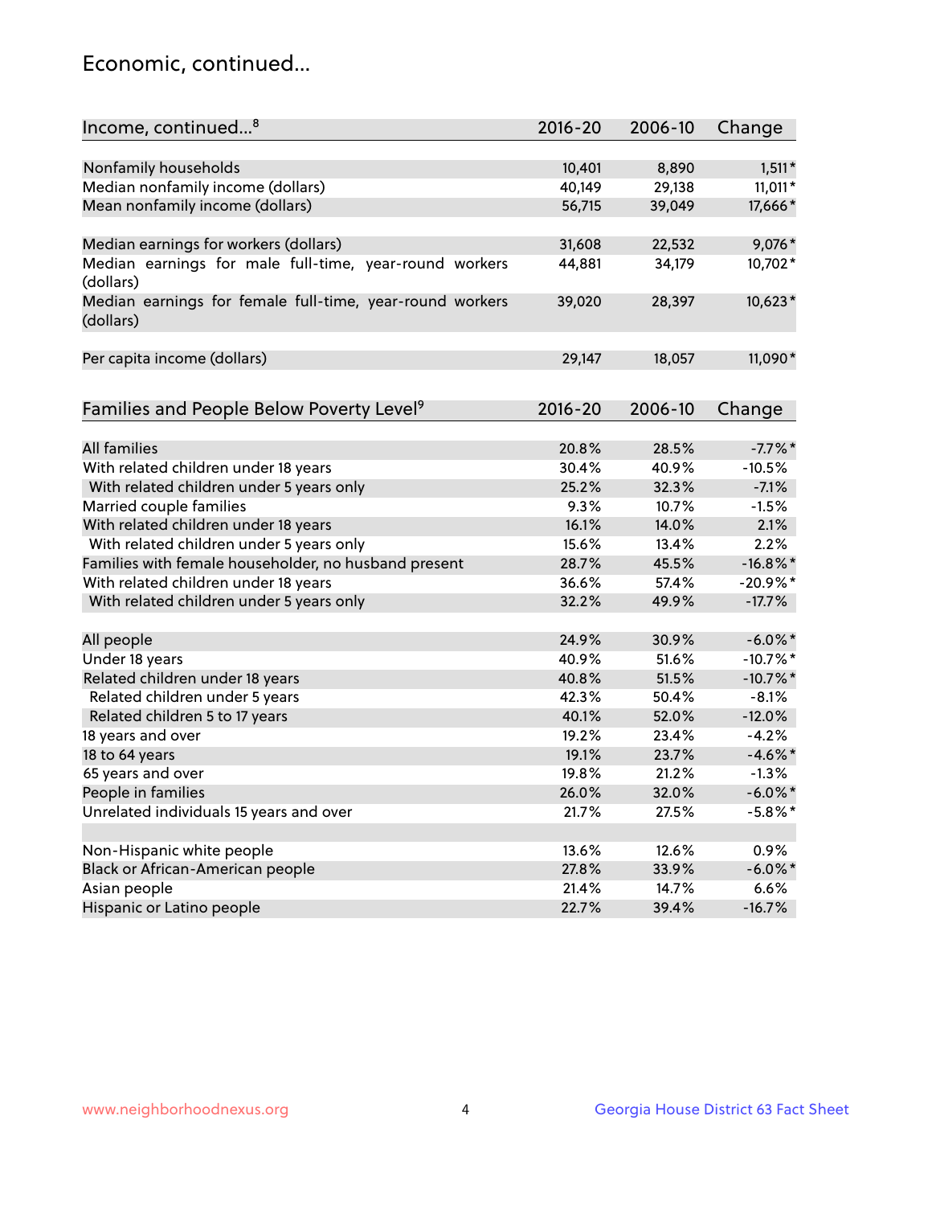## Economic, continued...

| Income, continued...[8] | 2016-20 | 2006-10 | Change |
|---|---|---|---|
| Nonfamily households | 10,401 | 8,890 | 1,511* |
| Median nonfamily income (dollars) | 40,149 | 29,138 | 11,011* |
| Mean nonfamily income (dollars) | 56,715 | 39,049 | 17,666* |
| Median earnings for workers (dollars) | 31,608 | 22,532 | 9,076* |
| Median earnings for male full-time, year-round workers (dollars) | 44,881 | 34,179 | 10,702* |
| Median earnings for female full-time, year-round workers (dollars) | 39,020 | 28,397 | 10,623* |
| Per capita income (dollars) | 29,147 | 18,057 | 11,090* |

| Families and People Below Poverty Level[9] | 2016-20 | 2006-10 | Change |
|---|---|---|---|
| All families | 20.8% | 28.5% | -7.7%* |
| With related children under 18 years | 30.4% | 40.9% | -10.5% |
| With related children under 5 years only | 25.2% | 32.3% | -7.1% |
| Married couple families | 9.3% | 10.7% | -1.5% |
| With related children under 18 years | 16.1% | 14.0% | 2.1% |
| With related children under 5 years only | 15.6% | 13.4% | 2.2% |
| Families with female householder, no husband present | 28.7% | 45.5% | -16.8%* |
| With related children under 18 years | 36.6% | 57.4% | -20.9%* |
| With related children under 5 years only | 32.2% | 49.9% | -17.7% |
| All people | 24.9% | 30.9% | -6.0%* |
| Under 18 years | 40.9% | 51.6% | -10.7%* |
| Related children under 18 years | 40.8% | 51.5% | -10.7%* |
| Related children under 5 years | 42.3% | 50.4% | -8.1% |
| Related children 5 to 17 years | 40.1% | 52.0% | -12.0% |
| 18 years and over | 19.2% | 23.4% | -4.2% |
| 18 to 64 years | 19.1% | 23.7% | -4.6%* |
| 65 years and over | 19.8% | 21.2% | -1.3% |
| People in families | 26.0% | 32.0% | -6.0%* |
| Unrelated individuals 15 years and over | 21.7% | 27.5% | -5.8%* |
| Non-Hispanic white people | 13.6% | 12.6% | 0.9% |
| Black or African-American people | 27.8% | 33.9% | -6.0%* |
| Asian people | 21.4% | 14.7% | 6.6% |
| Hispanic or Latino people | 22.7% | 39.4% | -16.7% |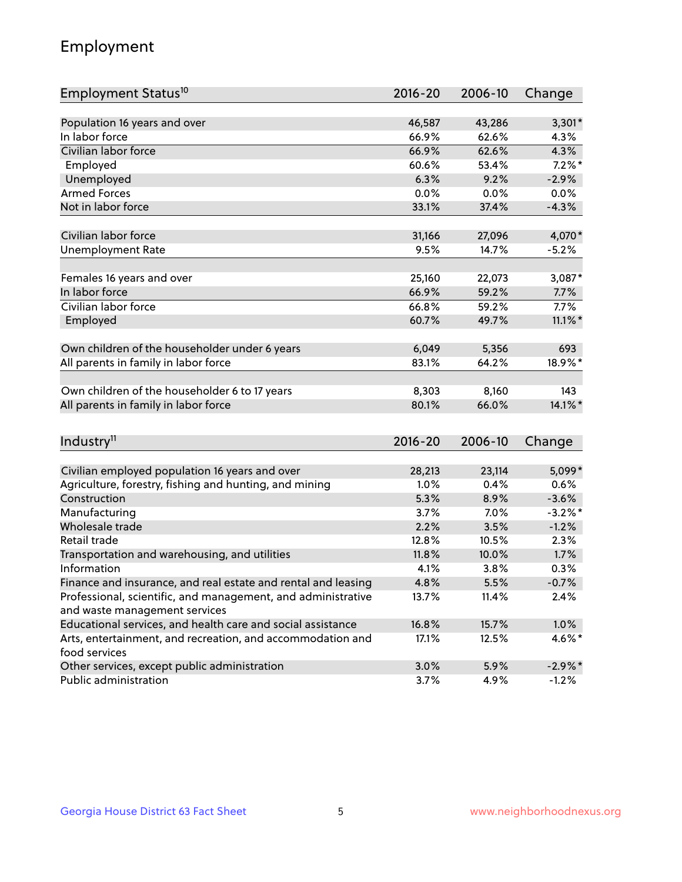# Employment

| Employment Status[10] | 2016-20 | 2006-10 | Change |
|---|---|---|---|
| Population 16 years and over | 46,587 | 43,286 | 3,301* |
| In labor force | 66.9% | 62.6% | 4.3% |
| Civilian labor force | 66.9% | 62.6% | 4.3% |
| Employed | 60.6% | 53.4% | 7.2%* |
| Unemployed | 6.3% | 9.2% | -2.9% |
| Armed Forces | 0.0% | 0.0% | 0.0% |
| Not in labor force | 33.1% | 37.4% | -4.3% |
| Civilian labor force | 31,166 | 27,096 | 4,070* |
| Unemployment Rate | 9.5% | 14.7% | -5.2% |
| Females 16 years and over | 25,160 | 22,073 | 3,087* |
| In labor force | 66.9% | 59.2% | 7.7% |
| Civilian labor force | 66.8% | 59.2% | 7.7% |
| Employed | 60.7% | 49.7% | 11.1%* |
| Own children of the householder under 6 years | 6,049 | 5,356 | 693 |
| All parents in family in labor force | 83.1% | 64.2% | 18.9%* |
| Own children of the householder 6 to 17 years | 8,303 | 8,160 | 143 |
| All parents in family in labor force | 80.1% | 66.0% | 14.1%* |

| Industry[11] | 2016-20 | 2006-10 | Change |
|---|---|---|---|
| Civilian employed population 16 years and over | 28,213 | 23,114 | 5,099* |
| Agriculture, forestry, fishing and hunting, and mining | 1.0% | 0.4% | 0.6% |
| Construction | 5.3% | 8.9% | -3.6% |
| Manufacturing | 3.7% | 7.0% | -3.2%* |
| Wholesale trade | 2.2% | 3.5% | -1.2% |
| Retail trade | 12.8% | 10.5% | 2.3% |
| Transportation and warehousing, and utilities | 11.8% | 10.0% | 1.7% |
| Information | 4.1% | 3.8% | 0.3% |
| Finance and insurance, and real estate and rental and leasing | 4.8% | 5.5% | -0.7% |
| Professional, scientific, and management, and administrative and waste management services | 13.7% | 11.4% | 2.4% |
| Educational services, and health care and social assistance | 16.8% | 15.7% | 1.0% |
| Arts, entertainment, and recreation, and accommodation and food services | 17.1% | 12.5% | 4.6%* |
| Other services, except public administration | 3.0% | 5.9% | -2.9%* |
| Public administration | 3.7% | 4.9% | -1.2% |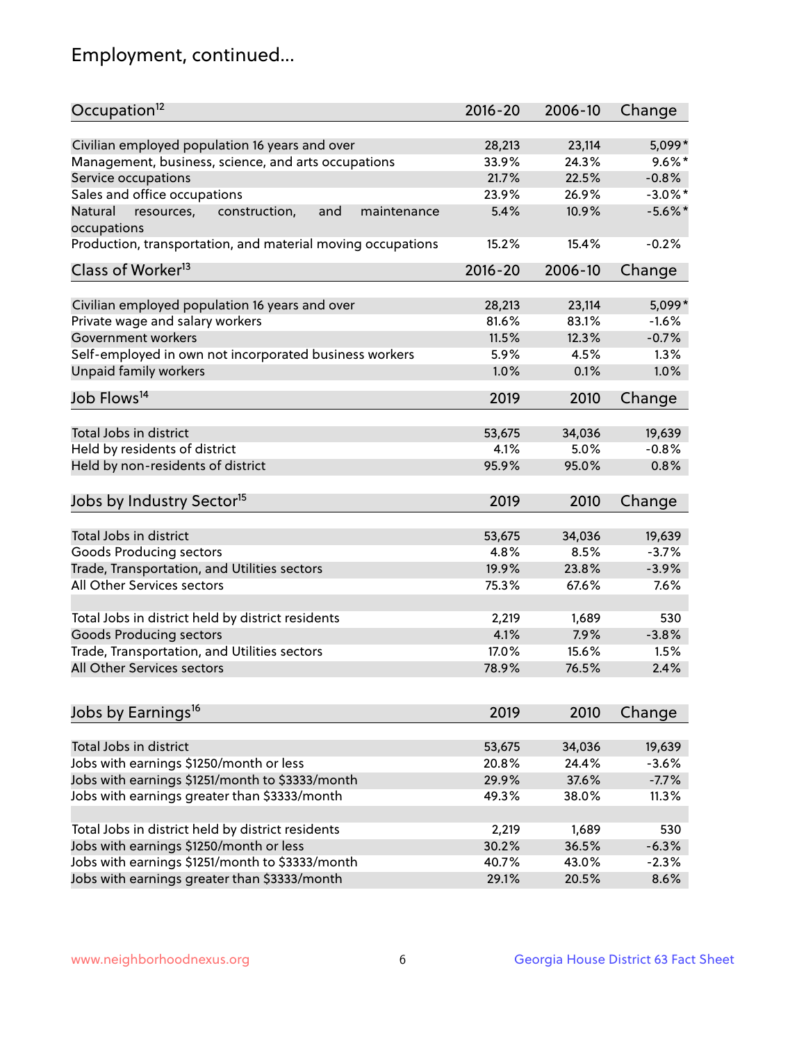# Employment, continued...

| Occupation[12] | 2016-20 | 2006-10 | Change |
|---|---|---|---|
| Civilian employed population 16 years and over | 28,213 | 23,114 | 5,099* |
| Management, business, science, and arts occupations | 33.9% | 24.3% | 9.6%* |
| Service occupations | 21.7% | 22.5% | -0.8% |
| Sales and office occupations | 23.9% | 26.9% | -3.0%* |
| Natural resources, construction, and maintenance occupations | 5.4% | 10.9% | -5.6%* |
| Production, transportation, and material moving occupations | 15.2% | 15.4% | -0.2% |

| Class of Worker[13] | 2016-20 | 2006-10 | Change |
|---|---|---|---|
| Civilian employed population 16 years and over | 28,213 | 23,114 | 5,099* |
| Private wage and salary workers | 81.6% | 83.1% | -1.6% |
| Government workers | 11.5% | 12.3% | -0.7% |
| Self-employed in own not incorporated business workers | 5.9% | 4.5% | 1.3% |
| Unpaid family workers | 1.0% | 0.1% | 1.0% |

| Job Flows[14] | 2019 | 2010 | Change |
|---|---|---|---|
| Total Jobs in district | 53,675 | 34,036 | 19,639 |
| Held by residents of district | 4.1% | 5.0% | -0.8% |
| Held by non-residents of district | 95.9% | 95.0% | 0.8% |

| Jobs by Industry Sector[15] | 2019 | 2010 | Change |
|---|---|---|---|
| Total Jobs in district | 53,675 | 34,036 | 19,639 |
| Goods Producing sectors | 4.8% | 8.5% | -3.7% |
| Trade, Transportation, and Utilities sectors | 19.9% | 23.8% | -3.9% |
| All Other Services sectors | 75.3% | 67.6% | 7.6% |
| | | | |
| Total Jobs in district held by district residents | 2,219 | 1,689 | 530 |
| Goods Producing sectors | 4.1% | 7.9% | -3.8% |
| Trade, Transportation, and Utilities sectors | 17.0% | 15.6% | 1.5% |
| All Other Services sectors | 78.9% | 76.5% | 2.4% |

| Jobs by Earnings[16] | 2019 | 2010 | Change |
|---|---|---|---|
| Total Jobs in district | 53,675 | 34,036 | 19,639 |
| Jobs with earnings $1250/month or less | 20.8% | 24.4% | -3.6% |
| Jobs with earnings $1251/month to $3333/month | 29.9% | 37.6% | -7.7% |
| Jobs with earnings greater than $3333/month | 49.3% | 38.0% | 11.3% |
| | | | |
| Total Jobs in district held by district residents | 2,219 | 1,689 | 530 |
| Jobs with earnings $1250/month or less | 30.2% | 36.5% | -6.3% |
| Jobs with earnings $1251/month to $3333/month | 40.7% | 43.0% | -2.3% |
| Jobs with earnings greater than $3333/month | 29.1% | 20.5% | 8.6% |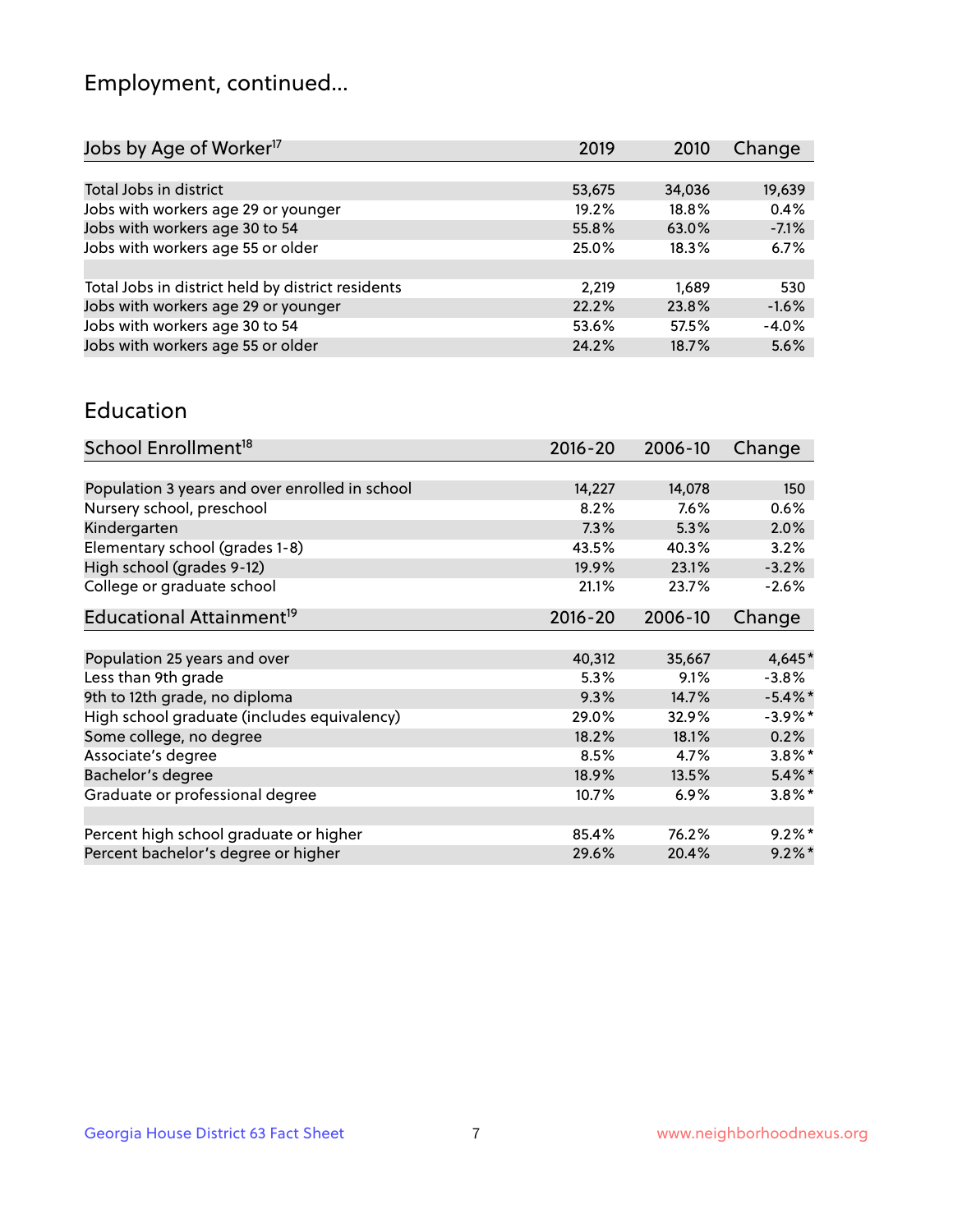## Employment, continued...

| Jobs by Age of Worker[17] | 2019 | 2010 | Change |
|---|---|---|---|
| Total Jobs in district | 53,675 | 34,036 | 19,639 |
| Jobs with workers age 29 or younger | 19.2% | 18.8% | 0.4% |
| Jobs with workers age 30 to 54 | 55.8% | 63.0% | -7.1% |
| Jobs with workers age 55 or older | 25.0% | 18.3% | 6.7% |
| | | | |
| Total Jobs in district held by district residents | 2,219 | 1,689 | 530 |
| Jobs with workers age 29 or younger | 22.2% | 23.8% | -1.6% |
| Jobs with workers age 30 to 54 | 53.6% | 57.5% | -4.0% |
| Jobs with workers age 55 or older | 24.2% | 18.7% | 5.6% |

## Education

| School Enrollment[18] | 2016-20 | 2006-10 | Change |
|---|---|---|---|
| Population 3 years and over enrolled in school | 14,227 | 14,078 | 150 |
| Nursery school, preschool | 8.2% | 7.6% | 0.6% |
| Kindergarten | 7.3% | 5.3% | 2.0% |
| Elementary school (grades 1-8) | 43.5% | 40.3% | 3.2% |
| High school (grades 9-12) | 19.9% | 23.1% | -3.2% |
| College or graduate school | 21.1% | 23.7% | -2.6% |

| Educational Attainment[19] | 2016-20 | 2006-10 | Change |
|---|---|---|---|
| Population 25 years and over | 40,312 | 35,667 | 4,645* |
| Less than 9th grade | 5.3% | 9.1% | -3.8% |
| 9th to 12th grade, no diploma | 9.3% | 14.7% | -5.4%* |
| High school graduate (includes equivalency) | 29.0% | 32.9% | -3.9%* |
| Some college, no degree | 18.2% | 18.1% | 0.2% |
| Associate's degree | 8.5% | 4.7% | 3.8%* |
| Bachelor's degree | 18.9% | 13.5% | 5.4%* |
| Graduate or professional degree | 10.7% | 6.9% | 3.8%* |
| | | | |
| Percent high school graduate or higher | 85.4% | 76.2% | 9.2%* |
| Percent bachelor's degree or higher | 29.6% | 20.4% | 9.2%* |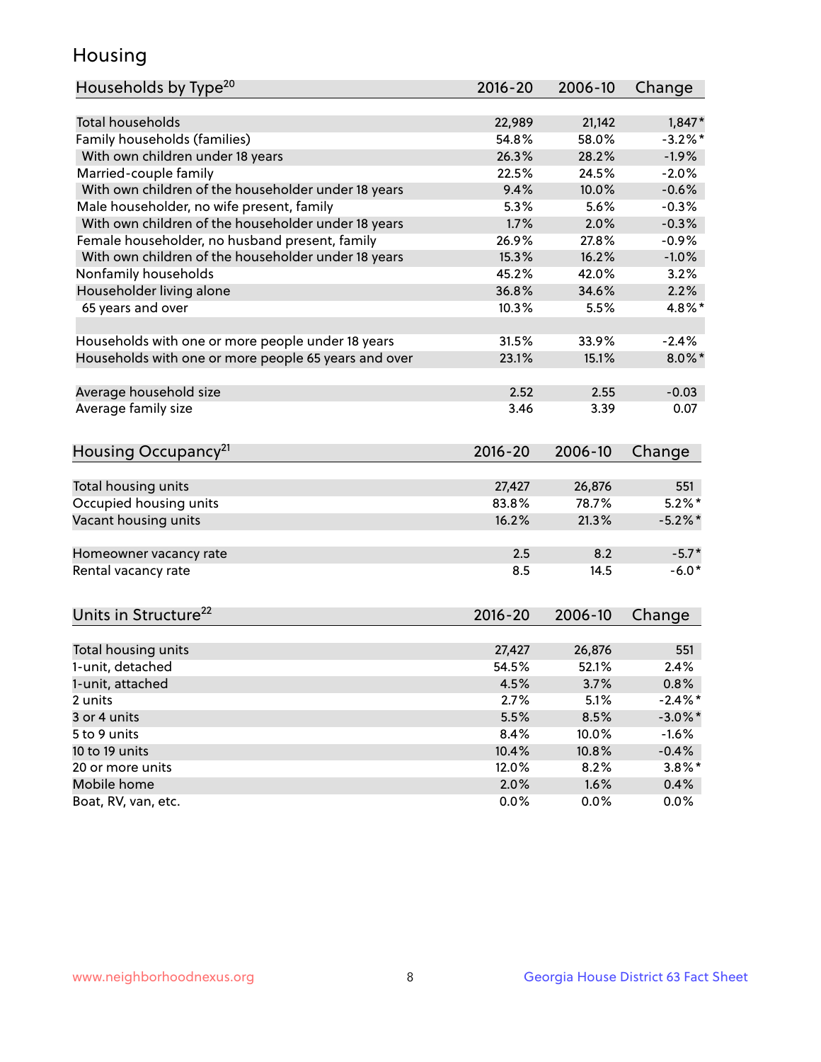## Housing

| Households by Type[20] | 2016-20 | 2006-10 | Change |
|---|---|---|---|
| Total households | 22,989 | 21,142 | 1,847* |
| Family households (families) | 54.8% | 58.0% | -3.2%* |
| With own children under 18 years | 26.3% | 28.2% | -1.9% |
| Married-couple family | 22.5% | 24.5% | -2.0% |
| With own children of the householder under 18 years | 9.4% | 10.0% | -0.6% |
| Male householder, no wife present, family | 5.3% | 5.6% | -0.3% |
| With own children of the householder under 18 years | 1.7% | 2.0% | -0.3% |
| Female householder, no husband present, family | 26.9% | 27.8% | -0.9% |
| With own children of the householder under 18 years | 15.3% | 16.2% | -1.0% |
| Nonfamily households | 45.2% | 42.0% | 3.2% |
| Householder living alone | 36.8% | 34.6% | 2.2% |
| 65 years and over | 10.3% | 5.5% | 4.8%* |
| | | | |
| Households with one or more people under 18 years | 31.5% | 33.9% | -2.4% |
| Households with one or more people 65 years and over | 23.1% | 15.1% | 8.0%* |
| | | | |
| Average household size | 2.52 | 2.55 | -0.03 |
| Average family size | 3.46 | 3.39 | 0.07 |

| Housing Occupancy[21] | 2016-20 | 2006-10 | Change |
|---|---|---|---|
| Total housing units | 27,427 | 26,876 | 551 |
| Occupied housing units | 83.8% | 78.7% | 5.2%* |
| Vacant housing units | 16.2% | 21.3% | -5.2%* |
| | | | |
| Homeowner vacancy rate | 2.5 | 8.2 | -5.7* |
| Rental vacancy rate | 8.5 | 14.5 | -6.0* |

| Units in Structure[22] | 2016-20 | 2006-10 | Change |
|---|---|---|---|
| Total housing units | 27,427 | 26,876 | 551 |
| 1-unit, detached | 54.5% | 52.1% | 2.4% |
| 1-unit, attached | 4.5% | 3.7% | 0.8% |
| 2 units | 2.7% | 5.1% | -2.4%* |
| 3 or 4 units | 5.5% | 8.5% | -3.0%* |
| 5 to 9 units | 8.4% | 10.0% | -1.6% |
| 10 to 19 units | 10.4% | 10.8% | -0.4% |
| 20 or more units | 12.0% | 8.2% | 3.8%* |
| Mobile home | 2.0% | 1.6% | 0.4% |
| Boat, RV, van, etc. | 0.0% | 0.0% | 0.0% |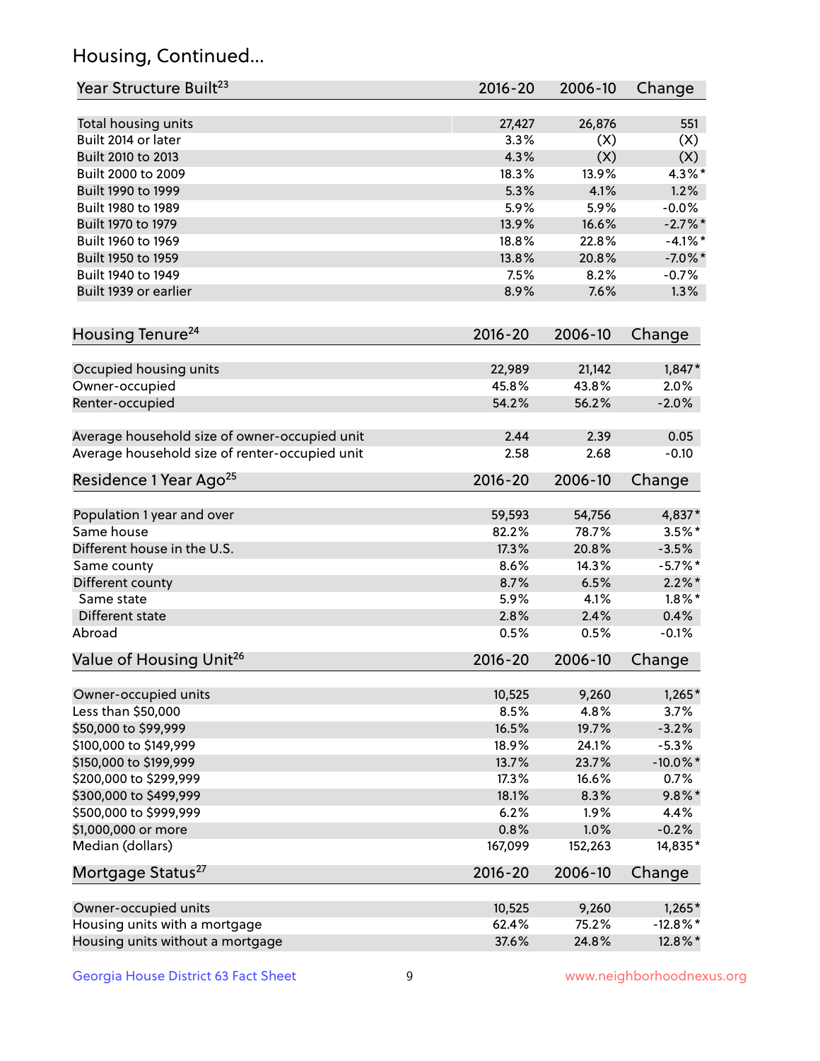## Housing, Continued...

| Year Structure Built[23] | 2016-20 | 2006-10 | Change |
|---|---|---|---|
| Total housing units | 27,427 | 26,876 | 551 |
| Built 2014 or later | 3.3% | (X) | (X) |
| Built 2010 to 2013 | 4.3% | (X) | (X) |
| Built 2000 to 2009 | 18.3% | 13.9% | 4.3%* |
| Built 1990 to 1999 | 5.3% | 4.1% | 1.2% |
| Built 1980 to 1989 | 5.9% | 5.9% | -0.0% |
| Built 1970 to 1979 | 13.9% | 16.6% | -2.7%* |
| Built 1960 to 1969 | 18.8% | 22.8% | -4.1%* |
| Built 1950 to 1959 | 13.8% | 20.8% | -7.0%* |
| Built 1940 to 1949 | 7.5% | 8.2% | -0.7% |
| Built 1939 or earlier | 8.9% | 7.6% | 1.3% |

| Housing Tenure[24] | 2016-20 | 2006-10 | Change |
|---|---|---|---|
| Occupied housing units | 22,989 | 21,142 | 1,847* |
| Owner-occupied | 45.8% | 43.8% | 2.0% |
| Renter-occupied | 54.2% | 56.2% | -2.0% |
| Average household size of owner-occupied unit | 2.44 | 2.39 | 0.05 |
| Average household size of renter-occupied unit | 2.58 | 2.68 | -0.10 |

| Residence 1 Year Ago[25] | 2016-20 | 2006-10 | Change |
|---|---|---|---|
| Population 1 year and over | 59,593 | 54,756 | 4,837* |
| Same house | 82.2% | 78.7% | 3.5%* |
| Different house in the U.S. | 17.3% | 20.8% | -3.5% |
| Same county | 8.6% | 14.3% | -5.7%* |
| Different county | 8.7% | 6.5% | 2.2%* |
| Same state | 5.9% | 4.1% | 1.8%* |
| Different state | 2.8% | 2.4% | 0.4% |
| Abroad | 0.5% | 0.5% | -0.1% |

| Value of Housing Unit[26] | 2016-20 | 2006-10 | Change |
|---|---|---|---|
| Owner-occupied units | 10,525 | 9,260 | 1,265* |
| Less than $50,000 | 8.5% | 4.8% | 3.7% |
| $50,000 to $99,999 | 16.5% | 19.7% | -3.2% |
| $100,000 to $149,999 | 18.9% | 24.1% | -5.3% |
| $150,000 to $199,999 | 13.7% | 23.7% | -10.0%* |
| $200,000 to $299,999 | 17.3% | 16.6% | 0.7% |
| $300,000 to $499,999 | 18.1% | 8.3% | 9.8%* |
| $500,000 to $999,999 | 6.2% | 1.9% | 4.4% |
| $1,000,000 or more | 0.8% | 1.0% | -0.2% |
| Median (dollars) | 167,099 | 152,263 | 14,835* |

| Mortgage Status[27] | 2016-20 | 2006-10 | Change |
|---|---|---|---|
| Owner-occupied units | 10,525 | 9,260 | 1,265* |
| Housing units with a mortgage | 62.4% | 75.2% | -12.8%* |
| Housing units without a mortgage | 37.6% | 24.8% | 12.8%* |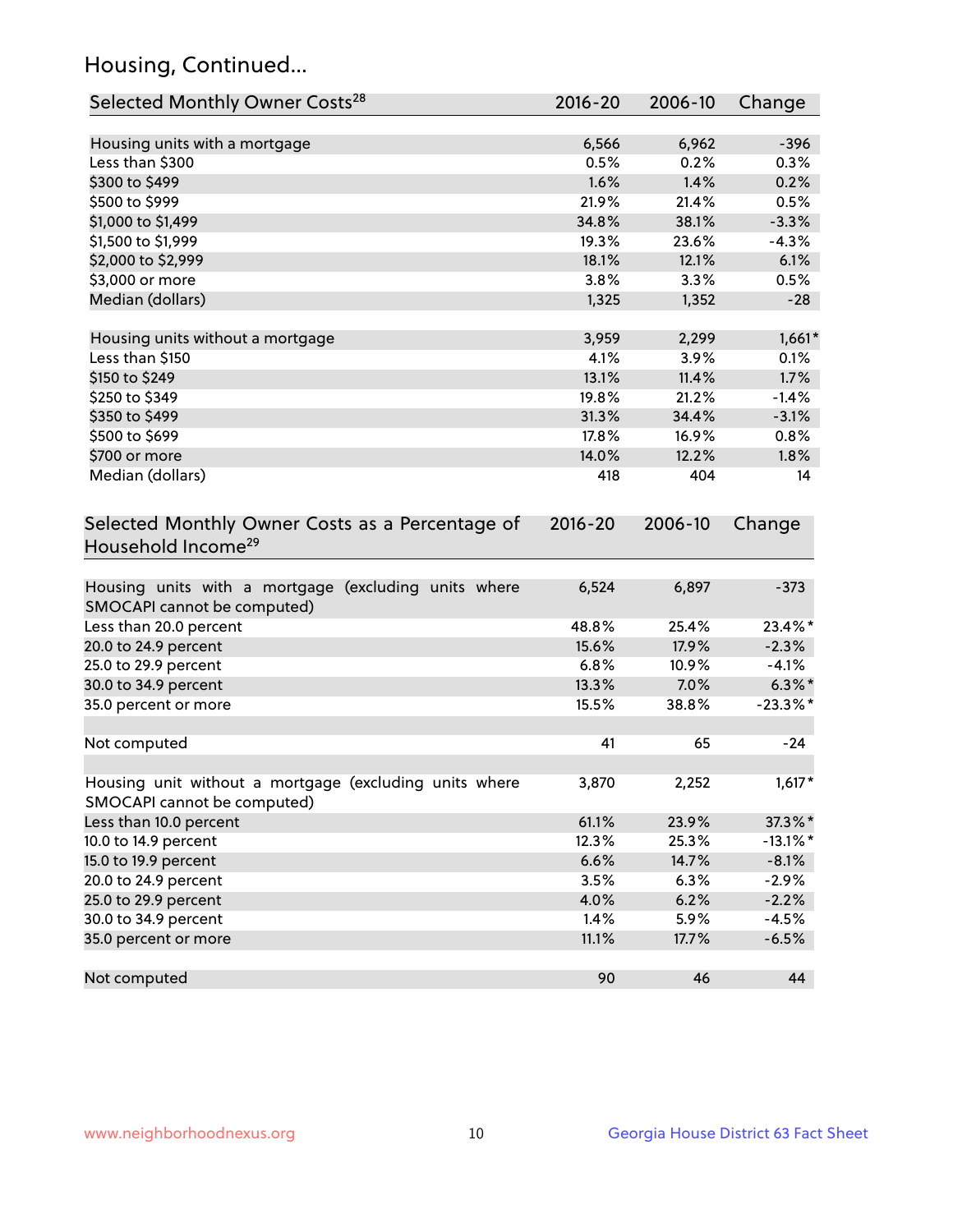## Housing, Continued...

| Selected Monthly Owner Costs[28] | 2016-20 | 2006-10 | Change |
|---|---|---|---|
| Housing units with a mortgage | 6,566 | 6,962 | -396 |
| Less than $300 | 0.5% | 0.2% | 0.3% |
| $300 to $499 | 1.6% | 1.4% | 0.2% |
| $500 to $999 | 21.9% | 21.4% | 0.5% |
| $1,000 to $1,499 | 34.8% | 38.1% | -3.3% |
| $1,500 to $1,999 | 19.3% | 23.6% | -4.3% |
| $2,000 to $2,999 | 18.1% | 12.1% | 6.1% |
| $3,000 or more | 3.8% | 3.3% | 0.5% |
| Median (dollars) | 1,325 | 1,352 | -28 |
| Housing units without a mortgage | 3,959 | 2,299 | 1,661* |
| Less than $150 | 4.1% | 3.9% | 0.1% |
| $150 to $249 | 13.1% | 11.4% | 1.7% |
| $250 to $349 | 19.8% | 21.2% | -1.4% |
| $350 to $499 | 31.3% | 34.4% | -3.1% |
| $500 to $699 | 17.8% | 16.9% | 0.8% |
| $700 or more | 14.0% | 12.2% | 1.8% |
| Median (dollars) | 418 | 404 | 14 |

| Selected Monthly Owner Costs as a Percentage of Household Income[29] | 2016-20 | 2006-10 | Change |
|---|---|---|---|
| Housing units with a mortgage (excluding units where SMOCAPI cannot be computed) | 6,524 | 6,897 | -373 |
| Less than 20.0 percent | 48.8% | 25.4% | 23.4%* |
| 20.0 to 24.9 percent | 15.6% | 17.9% | -2.3% |
| 25.0 to 29.9 percent | 6.8% | 10.9% | -4.1% |
| 30.0 to 34.9 percent | 13.3% | 7.0% | 6.3%* |
| 35.0 percent or more | 15.5% | 38.8% | -23.3%* |
| Not computed | 41 | 65 | -24 |
| Housing unit without a mortgage (excluding units where SMOCAPI cannot be computed) | 3,870 | 2,252 | 1,617* |
| Less than 10.0 percent | 61.1% | 23.9% | 37.3%* |
| 10.0 to 14.9 percent | 12.3% | 25.3% | -13.1%* |
| 15.0 to 19.9 percent | 6.6% | 14.7% | -8.1% |
| 20.0 to 24.9 percent | 3.5% | 6.3% | -2.9% |
| 25.0 to 29.9 percent | 4.0% | 6.2% | -2.2% |
| 30.0 to 34.9 percent | 1.4% | 5.9% | -4.5% |
| 35.0 percent or more | 11.1% | 17.7% | -6.5% |
| Not computed | 90 | 46 | 44 |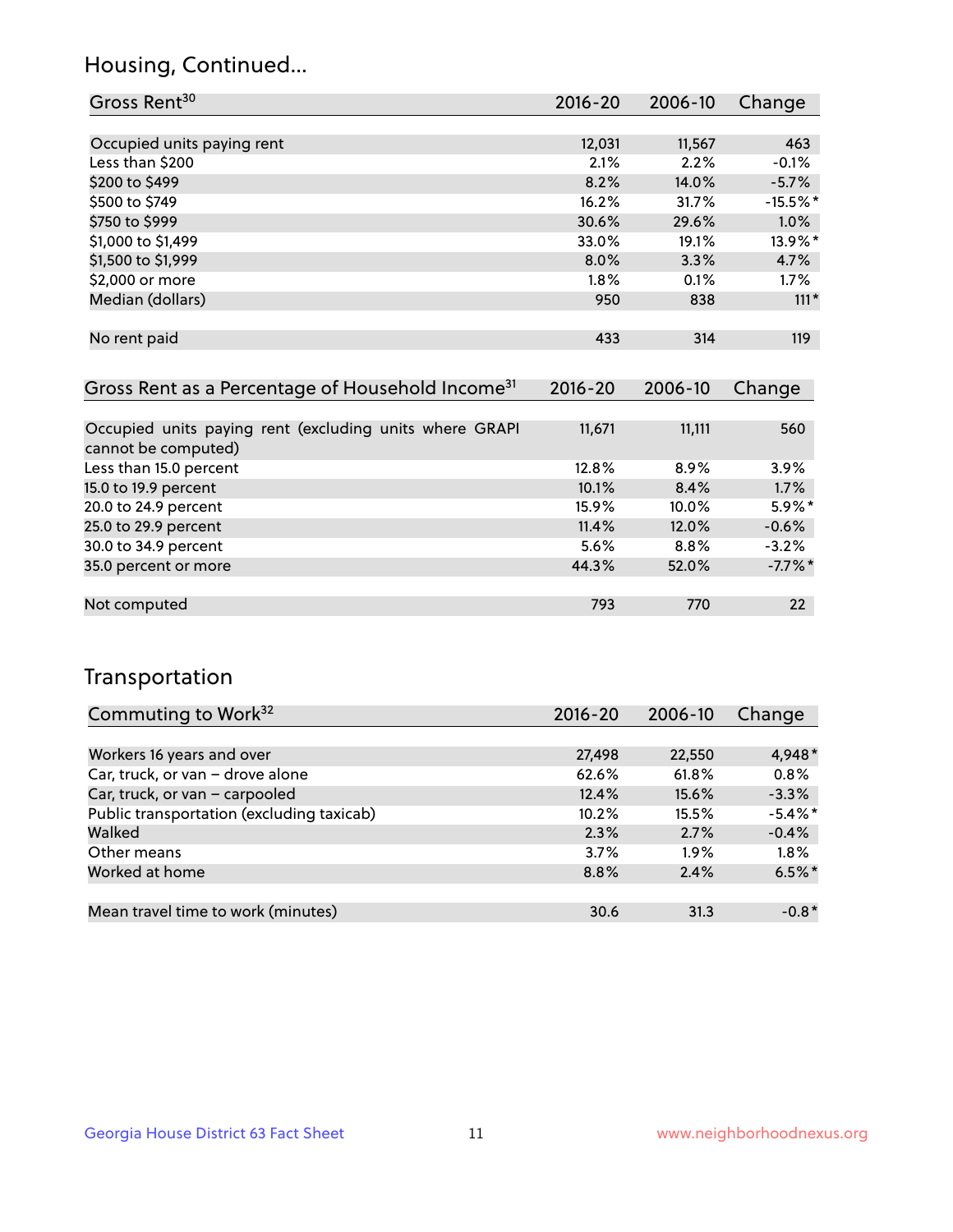## Housing, Continued...

| Gross Rent[30] | 2016-20 | 2006-10 | Change |
|---|---|---|---|
| Occupied units paying rent | 12,031 | 11,567 | 463 |
| Less than $200 | 2.1% | 2.2% | -0.1% |
| $200 to $499 | 8.2% | 14.0% | -5.7% |
| $500 to $749 | 16.2% | 31.7% | -15.5%* |
| $750 to $999 | 30.6% | 29.6% | 1.0% |
| $1,000 to $1,499 | 33.0% | 19.1% | 13.9%* |
| $1,500 to $1,999 | 8.0% | 3.3% | 4.7% |
| $2,000 or more | 1.8% | 0.1% | 1.7% |
| Median (dollars) | 950 | 838 | 111* |
| No rent paid | 433 | 314 | 119 |

| Gross Rent as a Percentage of Household Income[31] | 2016-20 | 2006-10 | Change |
|---|---|---|---|
| Occupied units paying rent (excluding units where GRAPI cannot be computed) | 11,671 | 11,111 | 560 |
| Less than 15.0 percent | 12.8% | 8.9% | 3.9% |
| 15.0 to 19.9 percent | 10.1% | 8.4% | 1.7% |
| 20.0 to 24.9 percent | 15.9% | 10.0% | 5.9%* |
| 25.0 to 29.9 percent | 11.4% | 12.0% | -0.6% |
| 30.0 to 34.9 percent | 5.6% | 8.8% | -3.2% |
| 35.0 percent or more | 44.3% | 52.0% | -7.7%* |
| Not computed | 793 | 770 | 22 |

## Transportation

| Commuting to Work[32] | 2016-20 | 2006-10 | Change |
|---|---|---|---|
| Workers 16 years and over | 27,498 | 22,550 | 4,948* |
| Car, truck, or van – drove alone | 62.6% | 61.8% | 0.8% |
| Car, truck, or van – carpooled | 12.4% | 15.6% | -3.3% |
| Public transportation (excluding taxicab) | 10.2% | 15.5% | -5.4%* |
| Walked | 2.3% | 2.7% | -0.4% |
| Other means | 3.7% | 1.9% | 1.8% |
| Worked at home | 8.8% | 2.4% | 6.5%* |
| Mean travel time to work (minutes) | 30.6 | 31.3 | -0.8* |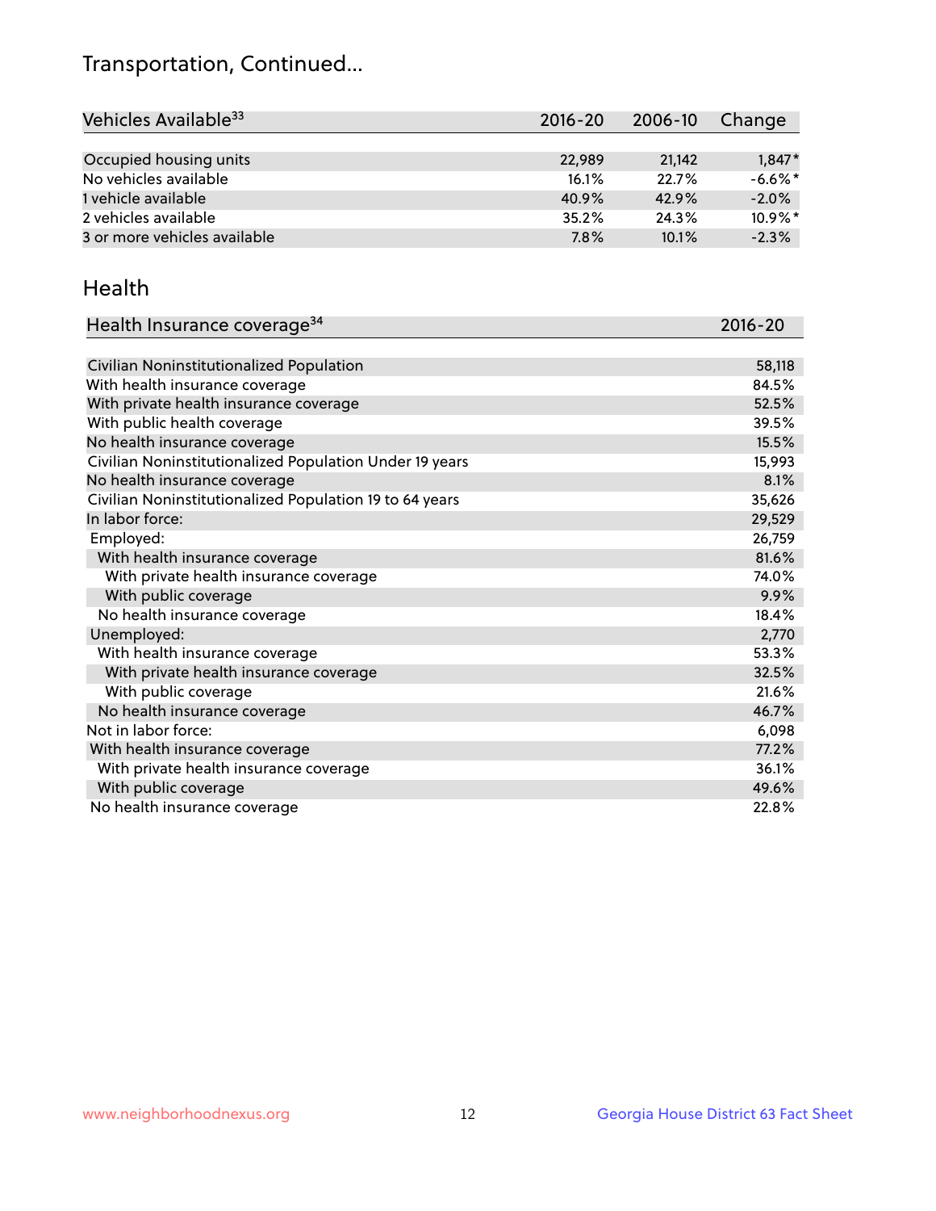# Transportation, Continued...

| Vehicles Available[33] | 2016-20 | 2006-10 | Change |
|---|---|---|---|
| | | | |
| Occupied housing units | 22,989 | 21,142 | 1,847* |
| No vehicles available | 16.1% | 22.7% | -6.6%* |
| 1 vehicle available | 40.9% | 42.9% | -2.0% |
| 2 vehicles available | 35.2% | 24.3% | 10.9%* |
| 3 or more vehicles available | 7.8% | 10.1% | -2.3% |

## Health

| Health Insurance coverage[34] | 2016-20 |
|---|---|
| | |
| Civilian Noninstitutionalized Population | 58,118 |
| With health insurance coverage | 84.5% |
| With private health insurance coverage | 52.5% |
| With public health coverage | 39.5% |
| No health insurance coverage | 15.5% |
| Civilian Noninstitutionalized Population Under 19 years | 15,993 |
| No health insurance coverage | 8.1% |
| Civilian Noninstitutionalized Population 19 to 64 years | 35,626 |
| In labor force: | 29,529 |
| Employed: | 26,759 |
| With health insurance coverage | 81.6% |
| With private health insurance coverage | 74.0% |
| With public coverage | 9.9% |
| No health insurance coverage | 18.4% |
| Unemployed: | 2,770 |
| With health insurance coverage | 53.3% |
| With private health insurance coverage | 32.5% |
| With public coverage | 21.6% |
| No health insurance coverage | 46.7% |
| Not in labor force: | 6,098 |
| With health insurance coverage | 77.2% |
| With private health insurance coverage | 36.1% |
| With public coverage | 49.6% |
| No health insurance coverage | 22.8% |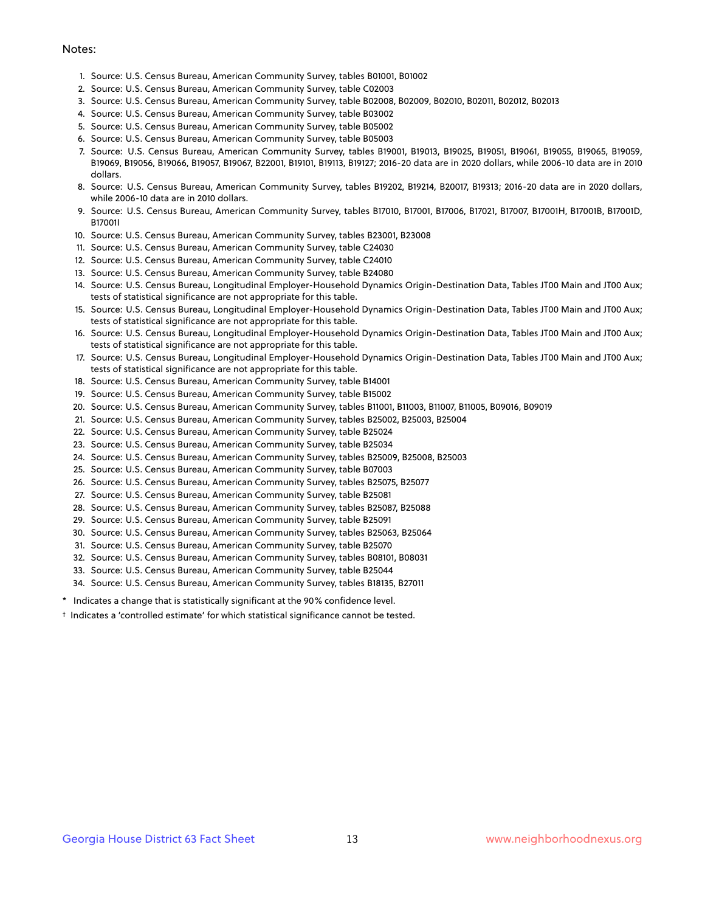Notes:

1. Source: U.S. Census Bureau, American Community Survey, tables B01001, B01002
2. Source: U.S. Census Bureau, American Community Survey, table C02003
3. Source: U.S. Census Bureau, American Community Survey, table B02008, B02009, B02010, B02011, B02012, B02013
4. Source: U.S. Census Bureau, American Community Survey, table B03002
5. Source: U.S. Census Bureau, American Community Survey, table B05002
6. Source: U.S. Census Bureau, American Community Survey, table B05003
7. Source: U.S. Census Bureau, American Community Survey, tables B19001, B19013, B19025, B19051, B19061, B19055, B19065, B19059, B19069, B19056, B19066, B19057, B19067, B22001, B19101, B19113, B19127; 2016-20 data are in 2020 dollars, while 2006-10 data are in 2010 dollars.
8. Source: U.S. Census Bureau, American Community Survey, tables B19202, B19214, B20017, B19313; 2016-20 data are in 2020 dollars, while 2006-10 data are in 2010 dollars.
9. Source: U.S. Census Bureau, American Community Survey, tables B17010, B17001, B17006, B17021, B17007, B17001H, B17001B, B17001D, B17001I
10. Source: U.S. Census Bureau, American Community Survey, tables B23001, B23008
11. Source: U.S. Census Bureau, American Community Survey, table C24030
12. Source: U.S. Census Bureau, American Community Survey, table C24010
13. Source: U.S. Census Bureau, American Community Survey, table B24080
14. Source: U.S. Census Bureau, Longitudinal Employer-Household Dynamics Origin-Destination Data, Tables JT00 Main and JT00 Aux; tests of statistical significance are not appropriate for this table.
15. Source: U.S. Census Bureau, Longitudinal Employer-Household Dynamics Origin-Destination Data, Tables JT00 Main and JT00 Aux; tests of statistical significance are not appropriate for this table.
16. Source: U.S. Census Bureau, Longitudinal Employer-Household Dynamics Origin-Destination Data, Tables JT00 Main and JT00 Aux; tests of statistical significance are not appropriate for this table.
17. Source: U.S. Census Bureau, Longitudinal Employer-Household Dynamics Origin-Destination Data, Tables JT00 Main and JT00 Aux; tests of statistical significance are not appropriate for this table.
18. Source: U.S. Census Bureau, American Community Survey, table B14001
19. Source: U.S. Census Bureau, American Community Survey, table B15002
20. Source: U.S. Census Bureau, American Community Survey, tables B11001, B11003, B11007, B11005, B09016, B09019
21. Source: U.S. Census Bureau, American Community Survey, tables B25002, B25003, B25004
22. Source: U.S. Census Bureau, American Community Survey, table B25024
23. Source: U.S. Census Bureau, American Community Survey, table B25034
24. Source: U.S. Census Bureau, American Community Survey, tables B25009, B25008, B25003
25. Source: U.S. Census Bureau, American Community Survey, table B07003
26. Source: U.S. Census Bureau, American Community Survey, tables B25075, B25077
27. Source: U.S. Census Bureau, American Community Survey, table B25081
28. Source: U.S. Census Bureau, American Community Survey, tables B25087, B25088
29. Source: U.S. Census Bureau, American Community Survey, table B25091
30. Source: U.S. Census Bureau, American Community Survey, tables B25063, B25064
31. Source: U.S. Census Bureau, American Community Survey, table B25070
32. Source: U.S. Census Bureau, American Community Survey, tables B08101, B08031
33. Source: U.S. Census Bureau, American Community Survey, table B25044
34. Source: U.S. Census Bureau, American Community Survey, tables B18135, B27011

\* Indicates a change that is statistically significant at the 90% confidence level.

† Indicates a 'controlled estimate' for which statistical significance cannot be tested.